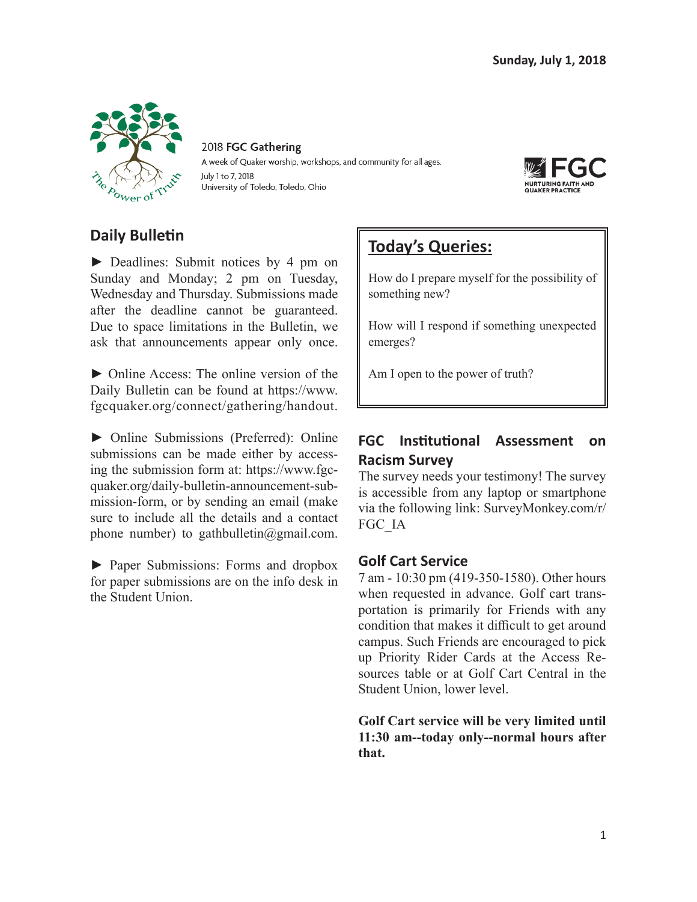Sunday, July 1, 2018

2018 **FGC Gathering**

A week of Quaker worship, workshops, and community for all ages.

July 1 to 7, 2018

University of Toledo, Toledo, Ohio

## Daily Bulletin

► Deadlines: Submit notices by 4 pm on Sunday and Monday; 2 pm on Tuesday, Wednesday and Thursday. Submissions made after the deadline cannot be guaranteed. Due to space limitations in the Bulletin, we ask that announcements appear only once.

► Online Access: The online version of the Daily Bulletin can be found at https://www.fgcquaker.org/connect/gathering/handout.

► Online Submissions (Preferred): Online submissions can be made either by accessing the submission form at: https://www.fgcquaker.org/daily-bulletin-announcement-submission-form, or by sending an email (make sure to include all the details and a contact phone number) to gathbulletin@gmail.com.

► Paper Submissions: Forms and dropbox for paper submissions are on the info desk in the Student Union.

## Today's Queries:

How do I prepare myself for the possibility of something new?

How will I respond if something unexpected emerges?

Am I open to the power of truth?

### FGC Institutional Assessment on Racism Survey

The survey needs your testimony! The survey is accessible from any laptop or smartphone via the following link: SurveyMonkey.com/r/FGC_IA

### Golf Cart Service

7 am - 10:30 pm (419-350-1580). Other hours when requested in advance. Golf cart transportation is primarily for Friends with any condition that makes it difficult to get around campus. Such Friends are encouraged to pick up Priority Rider Cards at the Access Resources table or at Golf Cart Central in the Student Union, lower level.

**Golf Cart service will be very limited until 11:30 am--today only--normal hours after that.**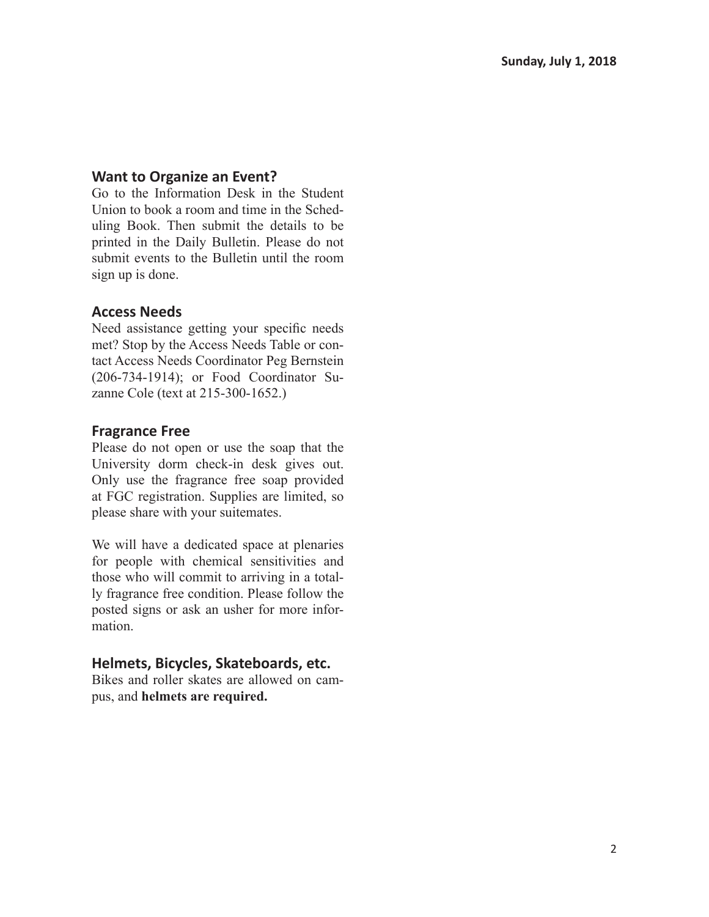## Want to Organize an Event?

Go to the Information Desk in the Student Union to book a room and time in the Scheduling Book. Then submit the details to be printed in the Daily Bulletin. Please do not submit events to the Bulletin until the room sign up is done.

## Access Needs

Need assistance getting your specific needs met? Stop by the Access Needs Table or contact Access Needs Coordinator Peg Bernstein (206-734-1914); or Food Coordinator Suzanne Cole (text at 215-300-1652.)

## Fragrance Free

Please do not open or use the soap that the University dorm check-in desk gives out. Only use the fragrance free soap provided at FGC registration. Supplies are limited, so please share with your suitemates.

We will have a dedicated space at plenaries for people with chemical sensitivities and those who will commit to arriving in a totally fragrance free condition. Please follow the posted signs or ask an usher for more information.

## Helmets, Bicycles, Skateboards, etc.

Bikes and roller skates are allowed on campus, and **helmets are required.**